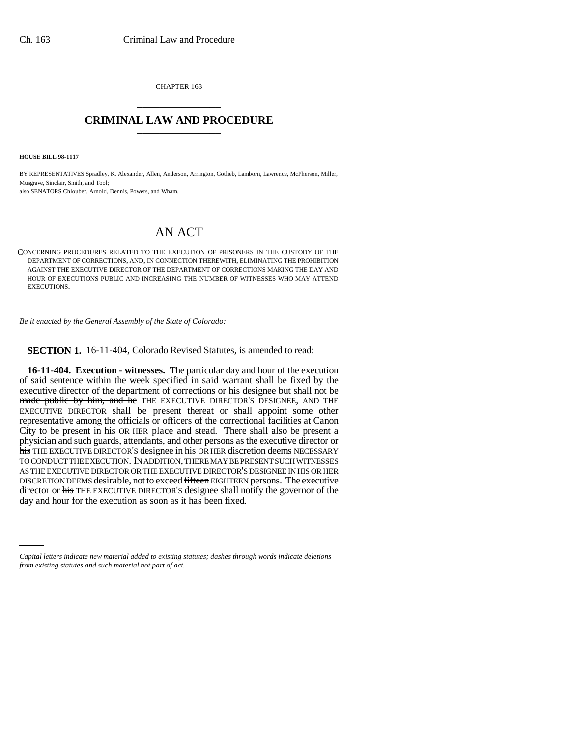CHAPTER 163

# CRIMINAL LAW AND PROCEDURE

**HOUSE BILL 98-1117**

BY REPRESENTATIVES Spradley, K. Alexander, Allen, Anderson, Arrington, Gotlieb, Lamborn, Lawrence, McPherson, Miller, Musgrave, Sinclair, Smith, and Tool;
also SENATORS Chlouber, Arnold, Dennis, Powers, and Wham.

# AN ACT

CONCERNING PROCEDURES RELATED TO THE EXECUTION OF PRISONERS IN THE CUSTODY OF THE DEPARTMENT OF CORRECTIONS, AND, IN CONNECTION THEREWITH, ELIMINATING THE PROHIBITION AGAINST THE EXECUTIVE DIRECTOR OF THE DEPARTMENT OF CORRECTIONS MAKING THE DAY AND HOUR OF EXECUTIONS PUBLIC AND INCREASING THE NUMBER OF WITNESSES WHO MAY ATTEND EXECUTIONS.

*Be it enacted by the General Assembly of the State of Colorado:*

**SECTION 1.** 16-11-404, Colorado Revised Statutes, is amended to read:

**16-11-404. Execution - witnesses.** The particular day and hour of the execution of said sentence within the week specified in said warrant shall be fixed by the executive director of the department of corrections or ~~his designee but shall not be made public by him, and he~~ THE EXECUTIVE DIRECTOR'S DESIGNEE, AND THE EXECUTIVE DIRECTOR shall be present thereat or shall appoint some other representative among the officials or officers of the correctional facilities at Canon City to be present in his OR HER place and stead. There shall also be present a physician and such guards, attendants, and other persons as the executive director or ~~his~~ THE EXECUTIVE DIRECTOR'S designee in his OR HER discretion deems NECESSARY TO CONDUCT THE EXECUTION. IN ADDITION, THERE MAY BE PRESENT SUCH WITNESSES AS THE EXECUTIVE DIRECTOR OR THE EXECUTIVE DIRECTOR'S DESIGNEE IN HIS OR HER DISCRETION DEEMS desirable, not to exceed ~~fifteen~~ EIGHTEEN persons. The executive director or ~~his~~ THE EXECUTIVE DIRECTOR'S designee shall notify the governor of the day and hour for the execution as soon as it has been fixed.

*Capital letters indicate new material added to existing statutes; dashes through words indicate deletions from existing statutes and such material not part of act.*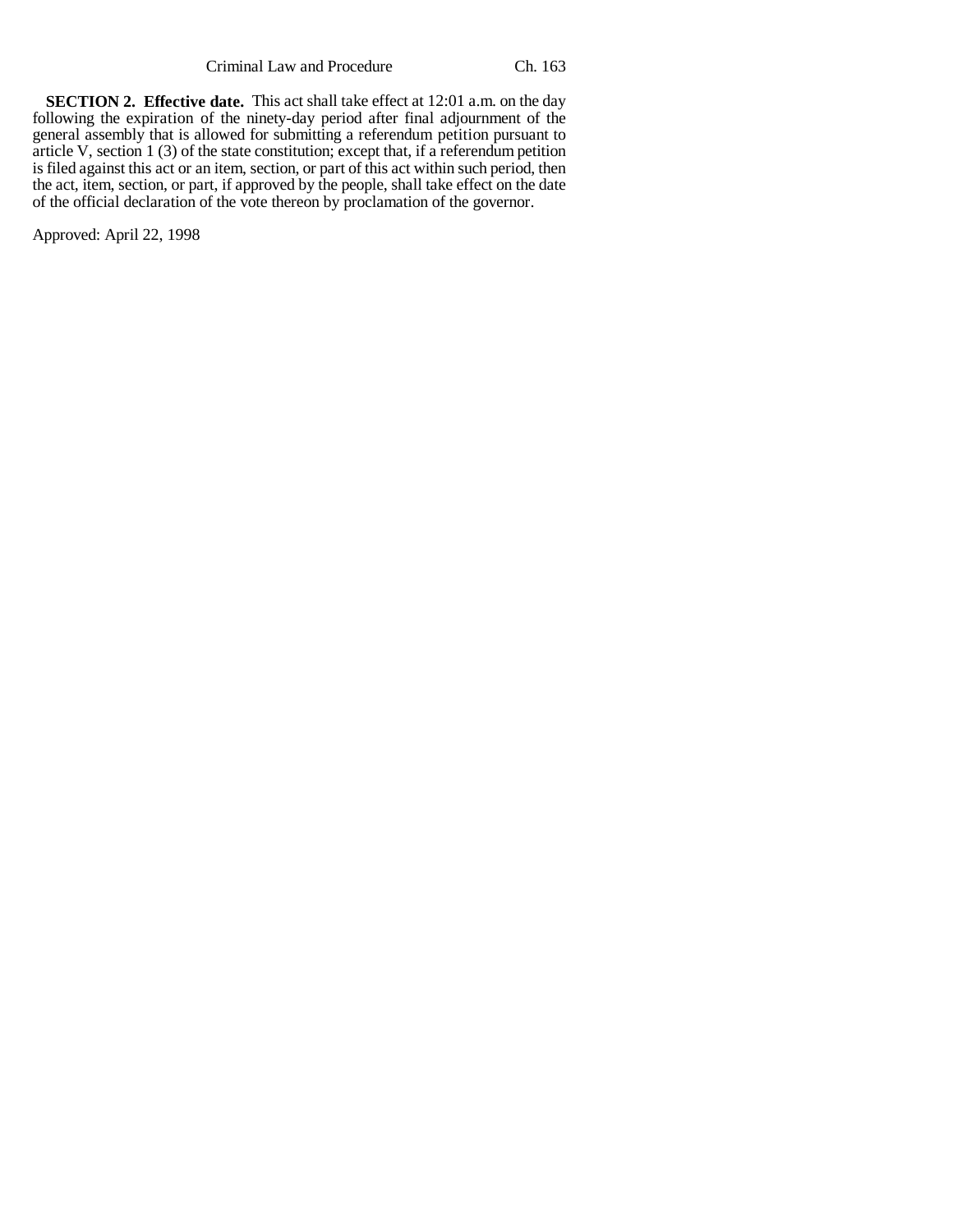**SECTION 2. Effective date.** This act shall take effect at 12:01 a.m. on the day following the expiration of the ninety-day period after final adjournment of the general assembly that is allowed for submitting a referendum petition pursuant to article V, section 1 (3) of the state constitution; except that, if a referendum petition is filed against this act or an item, section, or part of this act within such period, then the act, item, section, or part, if approved by the people, shall take effect on the date of the official declaration of the vote thereon by proclamation of the governor.

Approved: April 22, 1998